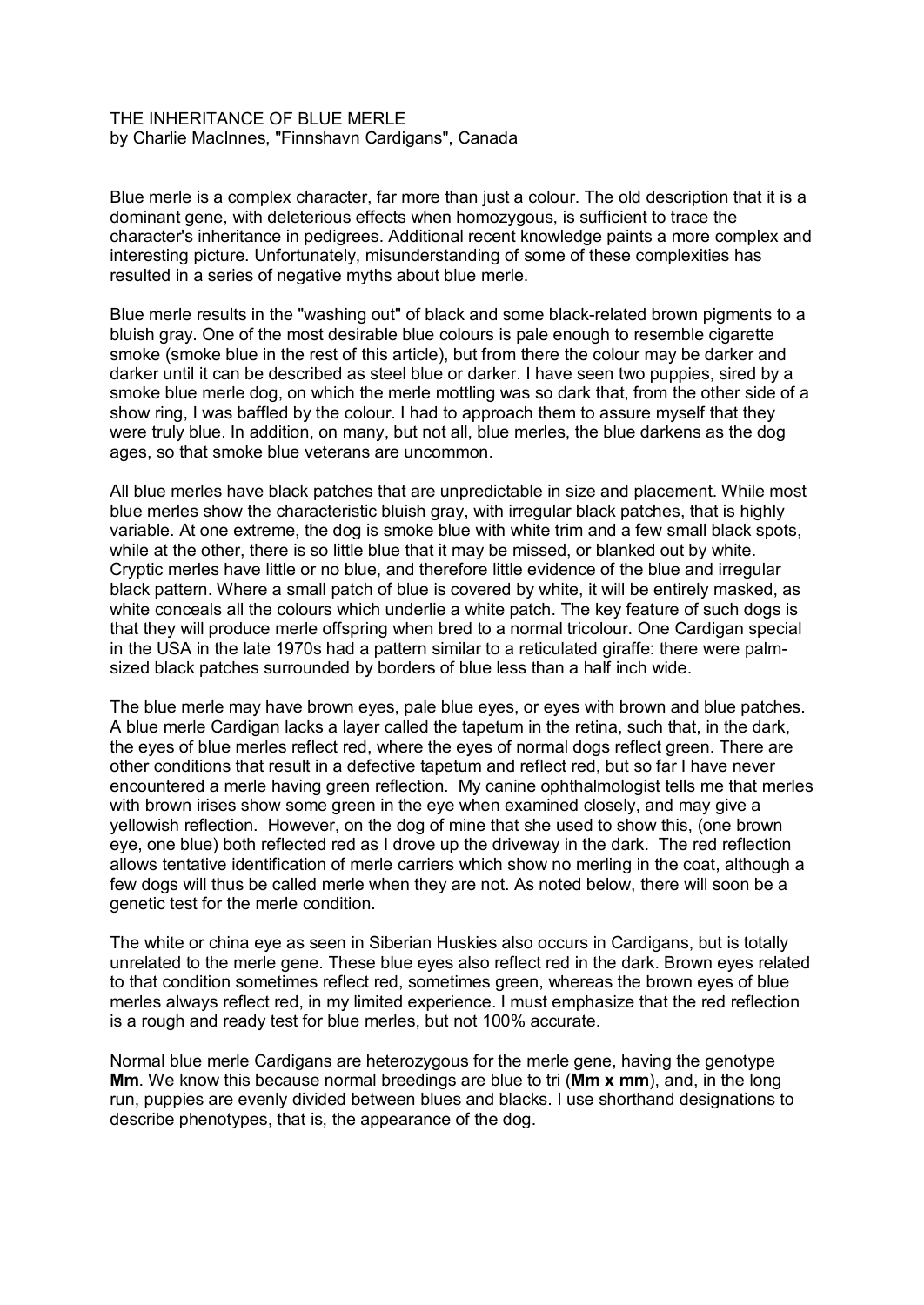# THE INHERITANCE OF BLUE MERLE

by Charlie MacInnes, "Finnshavn Cardigans", Canada

Blue merle is a complex character, far more than just a colour. The old description that it is a dominant gene, with deleterious effects when homozygous, is sufficient to trace the character's inheritance in pedigrees. Additional recent knowledge paints a more complex and interesting picture. Unfortunately, misunderstanding of some of these complexities has resulted in a series of negative myths about blue merle.

Blue merle results in the "washing out" of black and some black-related brown pigments to a bluish gray. One of the most desirable blue colours is pale enough to resemble cigarette smoke (smoke blue in the rest of this article), but from there the colour may be darker and darker until it can be described as steel blue or darker. I have seen two puppies, sired by a smoke blue merle dog, on which the merle mottling was so dark that, from the other side of a show ring, I was baffled by the colour. I had to approach them to assure myself that they were truly blue. In addition, on many, but not all, blue merles, the blue darkens as the dog ages, so that smoke blue veterans are uncommon.

All blue merles have black patches that are unpredictable in size and placement. While most blue merles show the characteristic bluish gray, with irregular black patches, that is highly variable. At one extreme, the dog is smoke blue with white trim and a few small black spots, while at the other, there is so little blue that it may be missed, or blanked out by white. Cryptic merles have little or no blue, and therefore little evidence of the blue and irregular black pattern. Where a small patch of blue is covered by white, it will be entirely masked, as white conceals all the colours which underlie a white patch. The key feature of such dogs is that they will produce merle offspring when bred to a normal tricolour. One Cardigan special in the USA in the late 1970s had a pattern similar to a reticulated giraffe: there were palm-sized black patches surrounded by borders of blue less than a half inch wide.

The blue merle may have brown eyes, pale blue eyes, or eyes with brown and blue patches. A blue merle Cardigan lacks a layer called the tapetum in the retina, such that, in the dark, the eyes of blue merles reflect red, where the eyes of normal dogs reflect green. There are other conditions that result in a defective tapetum and reflect red, but so far I have never encountered a merle having green reflection. My canine ophthalmologist tells me that merles with brown irises show some green in the eye when examined closely, and may give a yellowish reflection. However, on the dog of mine that she used to show this, (one brown eye, one blue) both reflected red as I drove up the driveway in the dark. The red reflection allows tentative identification of merle carriers which show no merling in the coat, although a few dogs will thus be called merle when they are not. As noted below, there will soon be a genetic test for the merle condition.

The white or china eye as seen in Siberian Huskies also occurs in Cardigans, but is totally unrelated to the merle gene. These blue eyes also reflect red in the dark. Brown eyes related to that condition sometimes reflect red, sometimes green, whereas the brown eyes of blue merles always reflect red, in my limited experience. I must emphasize that the red reflection is a rough and ready test for blue merles, but not 100% accurate.

Normal blue merle Cardigans are heterozygous for the merle gene, having the genotype **Mm**. We know this because normal breedings are blue to tri (**Mm x mm**), and, in the long run, puppies are evenly divided between blues and blacks. I use shorthand designations to describe phenotypes, that is, the appearance of the dog.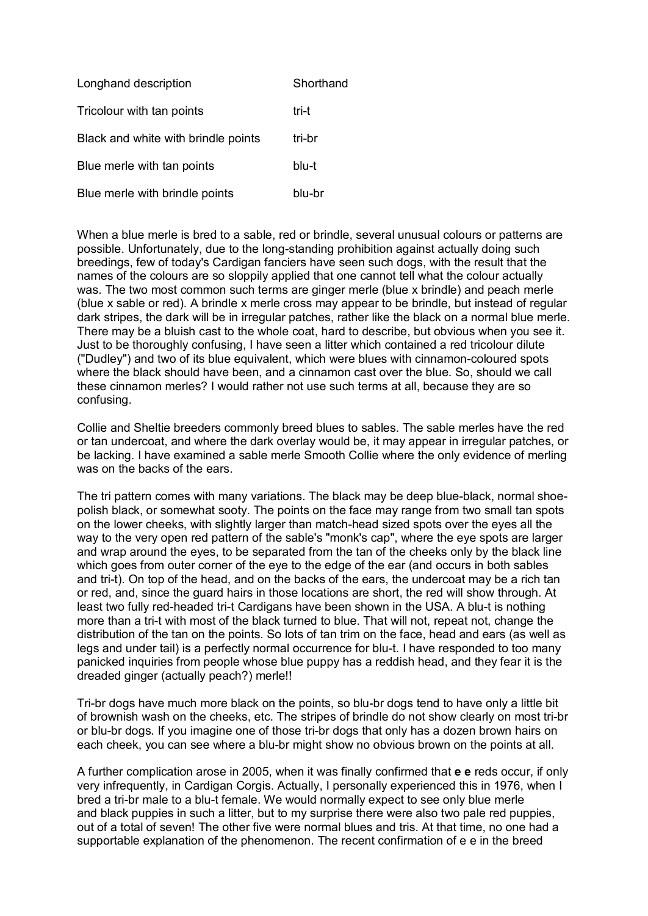| Longhand description | Shorthand |
| --- | --- |
| Tricolour with tan points | tri-t |
| Black and white with brindle points | tri-br |
| Blue merle with tan points | blu-t |
| Blue merle with brindle points | blu-br |

When a blue merle is bred to a sable, red or brindle, several unusual colours or patterns are possible. Unfortunately, due to the long-standing prohibition against actually doing such breedings, few of today's Cardigan fanciers have seen such dogs, with the result that the names of the colours are so sloppily applied that one cannot tell what the colour actually was. The two most common such terms are ginger merle (blue x brindle) and peach merle (blue x sable or red). A brindle x merle cross may appear to be brindle, but instead of regular dark stripes, the dark will be in irregular patches, rather like the black on a normal blue merle. There may be a bluish cast to the whole coat, hard to describe, but obvious when you see it. Just to be thoroughly confusing, I have seen a litter which contained a red tricolour dilute ("Dudley") and two of its blue equivalent, which were blues with cinnamon-coloured spots where the black should have been, and a cinnamon cast over the blue. So, should we call these cinnamon merles? I would rather not use such terms at all, because they are so confusing.

Collie and Sheltie breeders commonly breed blues to sables. The sable merles have the red or tan undercoat, and where the dark overlay would be, it may appear in irregular patches, or be lacking. I have examined a sable merle Smooth Collie where the only evidence of merling was on the backs of the ears.

The tri pattern comes with many variations. The black may be deep blue-black, normal shoe-polish black, or somewhat sooty. The points on the face may range from two small tan spots on the lower cheeks, with slightly larger than match-head sized spots over the eyes all the way to the very open red pattern of the sable's "monk's cap", where the eye spots are larger and wrap around the eyes, to be separated from the tan of the cheeks only by the black line which goes from outer corner of the eye to the edge of the ear (and occurs in both sables and tri-t). On top of the head, and on the backs of the ears, the undercoat may be a rich tan or red, and, since the guard hairs in those locations are short, the red will show through. At least two fully red-headed tri-t Cardigans have been shown in the USA. A blu-t is nothing more than a tri-t with most of the black turned to blue. That will not, repeat not, change the distribution of the tan on the points. So lots of tan trim on the face, head and ears (as well as legs and under tail) is a perfectly normal occurrence for blu-t. I have responded to too many panicked inquiries from people whose blue puppy has a reddish head, and they fear it is the dreaded ginger (actually peach?) merle!!

Tri-br dogs have much more black on the points, so blu-br dogs tend to have only a little bit of brownish wash on the cheeks, etc. The stripes of brindle do not show clearly on most tri-br or blu-br dogs. If you imagine one of those tri-br dogs that only has a dozen brown hairs on each cheek, you can see where a blu-br might show no obvious brown on the points at all.

A further complication arose in 2005, when it was finally confirmed that **e e** reds occur, if only very infrequently, in Cardigan Corgis. Actually, I personally experienced this in 1976, when I bred a tri-br male to a blu-t female. We would normally expect to see only blue merle and black puppies in such a litter, but to my surprise there were also two pale red puppies, out of a total of seven! The other five were normal blues and tris. At that time, no one had a supportable explanation of the phenomenon. The recent confirmation of e e in the breed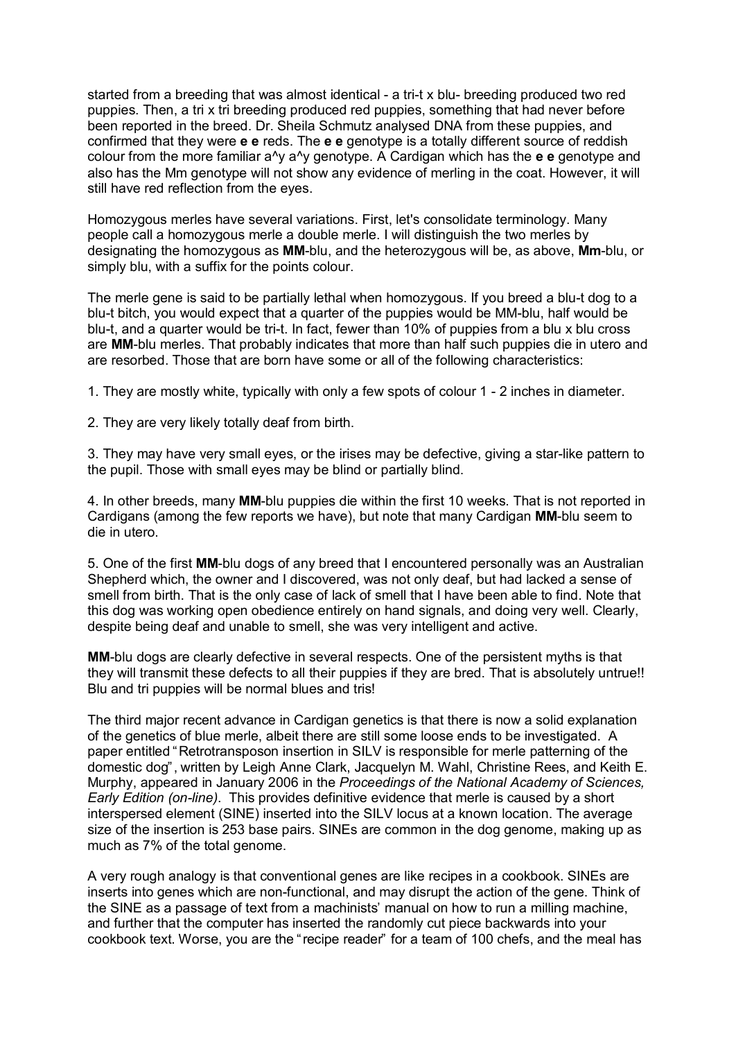started from a breeding that was almost identical - a tri-t x blu- breeding produced two red puppies. Then, a tri x tri breeding produced red puppies, something that had never before been reported in the breed. Dr. Sheila Schmutz analysed DNA from these puppies, and confirmed that they were **e e** reds. The **e e** genotype is a totally different source of reddish colour from the more familiar a^y a^y genotype. A Cardigan which has the **e e** genotype and also has the Mm genotype will not show any evidence of merling in the coat. However, it will still have red reflection from the eyes.

Homozygous merles have several variations. First, let's consolidate terminology. Many people call a homozygous merle a double merle. I will distinguish the two merles by designating the homozygous as **MM**-blu, and the heterozygous will be, as above, **Mm**-blu, or simply blu, with a suffix for the points colour.

The merle gene is said to be partially lethal when homozygous. If you breed a blu-t dog to a blu-t bitch, you would expect that a quarter of the puppies would be MM-blu, half would be blu-t, and a quarter would be tri-t. In fact, fewer than 10% of puppies from a blu x blu cross are **MM**-blu merles. That probably indicates that more than half such puppies die in utero and are resorbed. Those that are born have some or all of the following characteristics:

1. They are mostly white, typically with only a few spots of colour 1 - 2 inches in diameter.

2. They are very likely totally deaf from birth.

3. They may have very small eyes, or the irises may be defective, giving a star-like pattern to the pupil. Those with small eyes may be blind or partially blind.

4. In other breeds, many **MM**-blu puppies die within the first 10 weeks. That is not reported in Cardigans (among the few reports we have), but note that many Cardigan **MM**-blu seem to die in utero.

5. One of the first **MM**-blu dogs of any breed that I encountered personally was an Australian Shepherd which, the owner and I discovered, was not only deaf, but had lacked a sense of smell from birth. That is the only case of lack of smell that I have been able to find. Note that this dog was working open obedience entirely on hand signals, and doing very well. Clearly, despite being deaf and unable to smell, she was very intelligent and active.

**MM**-blu dogs are clearly defective in several respects. One of the persistent myths is that they will transmit these defects to all their puppies if they are bred. That is absolutely untrue!! Blu and tri puppies will be normal blues and tris!

The third major recent advance in Cardigan genetics is that there is now a solid explanation of the genetics of blue merle, albeit there are still some loose ends to be investigated. A paper entitled "Retrotransposon insertion in SILV is responsible for merle patterning of the domestic dog", written by Leigh Anne Clark, Jacquelyn M. Wahl, Christine Rees, and Keith E. Murphy, appeared in January 2006 in the *Proceedings of the National Academy of Sciences, Early Edition (on-line)*. This provides definitive evidence that merle is caused by a short interspersed element (SINE) inserted into the SILV locus at a known location. The average size of the insertion is 253 base pairs. SINEs are common in the dog genome, making up as much as 7% of the total genome.

A very rough analogy is that conventional genes are like recipes in a cookbook. SINEs are inserts into genes which are non-functional, and may disrupt the action of the gene. Think of the SINE as a passage of text from a machinists' manual on how to run a milling machine, and further that the computer has inserted the randomly cut piece backwards into your cookbook text. Worse, you are the "recipe reader" for a team of 100 chefs, and the meal has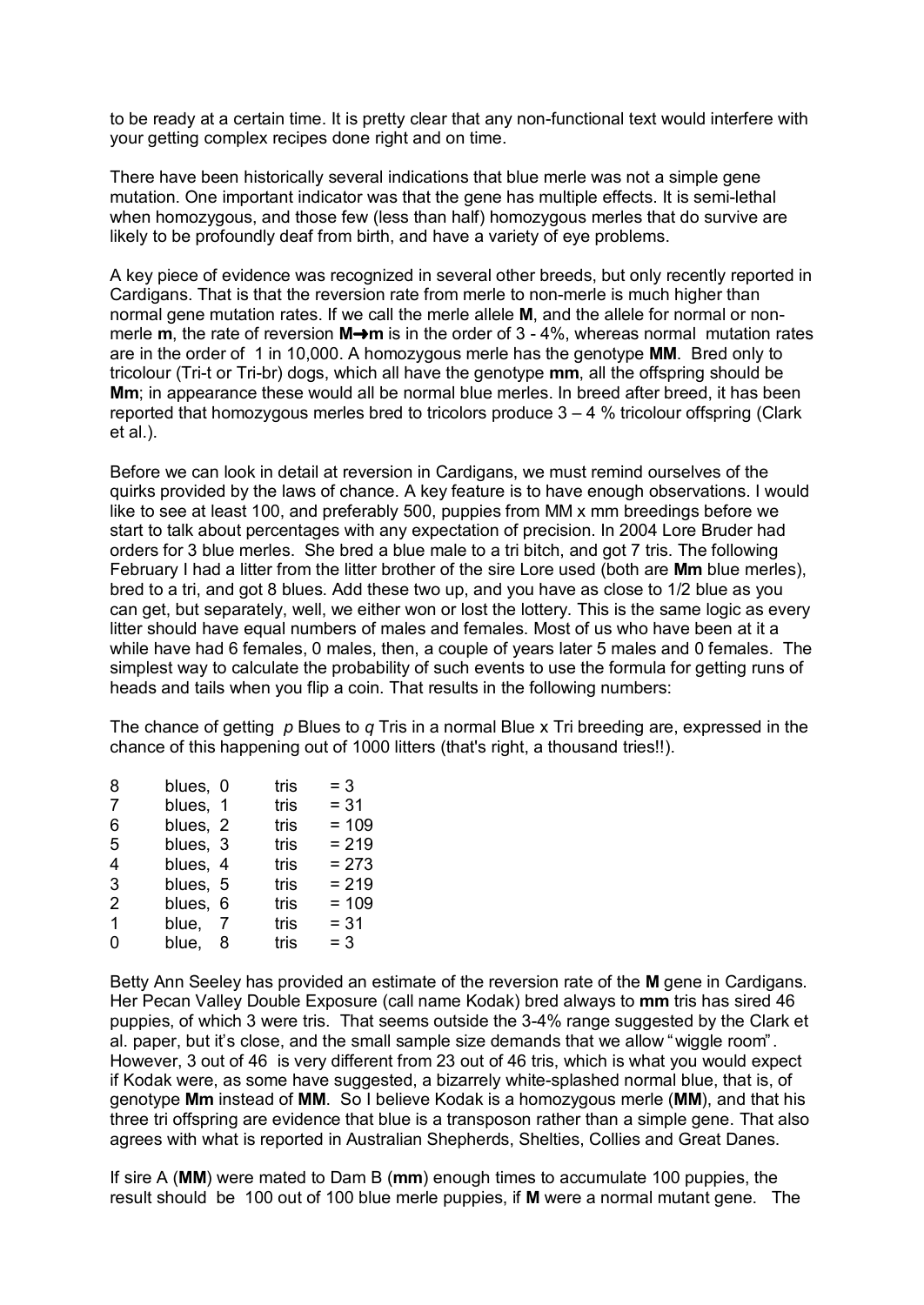to be ready at a certain time. It is pretty clear that any non-functional text would interfere with your getting complex recipes done right and on time.

There have been historically several indications that blue merle was not a simple gene mutation. One important indicator was that the gene has multiple effects. It is semi-lethal when homozygous, and those few (less than half) homozygous merles that do survive are likely to be profoundly deaf from birth, and have a variety of eye problems.

A key piece of evidence was recognized in several other breeds, but only recently reported in Cardigans. That is that the reversion rate from merle to non-merle is much higher than normal gene mutation rates. If we call the merle allele **M**, and the allele for normal or non-merle **m**, the rate of reversion **M**→**m** is in the order of 3 - 4%, whereas normal mutation rates are in the order of 1 in 10,000. A homozygous merle has the genotype **MM**. Bred only to tricolour (Tri-t or Tri-br) dogs, which all have the genotype **mm**, all the offspring should be **Mm**; in appearance these would all be normal blue merles. In breed after breed, it has been reported that homozygous merles bred to tricolors produce 3 – 4 % tricolour offspring (Clark et al.).

Before we can look in detail at reversion in Cardigans, we must remind ourselves of the quirks provided by the laws of chance. A key feature is to have enough observations. I would like to see at least 100, and preferably 500, puppies from MM x mm breedings before we start to talk about percentages with any expectation of precision. In 2004 Lore Bruder had orders for 3 blue merles. She bred a blue male to a tri bitch, and got 7 tris. The following February I had a litter from the litter brother of the sire Lore used (both are **Mm** blue merles), bred to a tri, and got 8 blues. Add these two up, and you have as close to 1/2 blue as you can get, but separately, well, we either won or lost the lottery. This is the same logic as every litter should have equal numbers of males and females. Most of us who have been at it a while have had 6 females, 0 males, then, a couple of years later 5 males and 0 females. The simplest way to calculate the probability of such events to use the formula for getting runs of heads and tails when you flip a coin. That results in the following numbers:

The chance of getting *p* Blues to *q* Tris in a normal Blue x Tri breeding are, expressed in the chance of this happening out of 1000 litters (that's right, a thousand tries!!).

| | | | | |
|---|---|---|---|---|
| 8 | blues, | 0 | tris | = 3 |
| 7 | blues, | 1 | tris | = 31 |
| 6 | blues, | 2 | tris | = 109 |
| 5 | blues, | 3 | tris | = 219 |
| 4 | blues, | 4 | tris | = 273 |
| 3 | blues, | 5 | tris | = 219 |
| 2 | blues, | 6 | tris | = 109 |
| 1 | blue, | 7 | tris | = 31 |
| 0 | blue, | 8 | tris | = 3 |

Betty Ann Seeley has provided an estimate of the reversion rate of the **M** gene in Cardigans. Her Pecan Valley Double Exposure (call name Kodak) bred always to **mm** tris has sired 46 puppies, of which 3 were tris. That seems outside the 3-4% range suggested by the Clark et al. paper, but it's close, and the small sample size demands that we allow "wiggle room". However, 3 out of 46 is very different from 23 out of 46 tris, which is what you would expect if Kodak were, as some have suggested, a bizarrely white-splashed normal blue, that is, of genotype **Mm** instead of **MM**. So I believe Kodak is a homozygous merle (**MM**), and that his three tri offspring are evidence that blue is a transposon rather than a simple gene. That also agrees with what is reported in Australian Shepherds, Shelties, Collies and Great Danes.

If sire A (**MM**) were mated to Dam B (**mm**) enough times to accumulate 100 puppies, the result should be 100 out of 100 blue merle puppies, if **M** were a normal mutant gene. The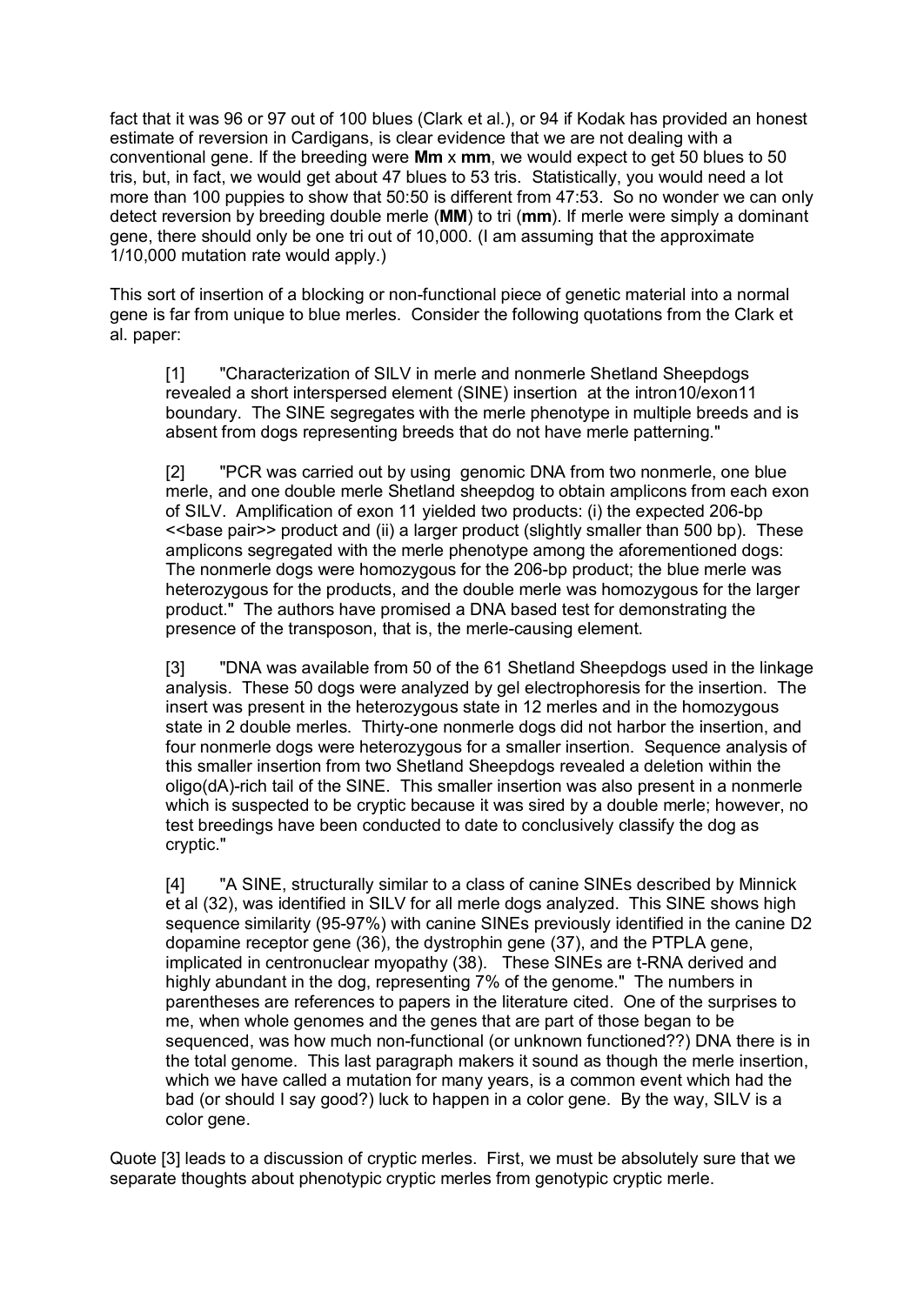fact that it was 96 or 97 out of 100 blues (Clark et al.), or 94 if Kodak has provided an honest estimate of reversion in Cardigans, is clear evidence that we are not dealing with a conventional gene. If the breeding were **Mm** x **mm**, we would expect to get 50 blues to 50 tris, but, in fact, we would get about 47 blues to 53 tris. Statistically, you would need a lot more than 100 puppies to show that 50:50 is different from 47:53. So no wonder we can only detect reversion by breeding double merle (**MM**) to tri (**mm**). If merle were simply a dominant gene, there should only be one tri out of 10,000. (I am assuming that the approximate 1/10,000 mutation rate would apply.)

This sort of insertion of a blocking or non-functional piece of genetic material into a normal gene is far from unique to blue merles. Consider the following quotations from the Clark et al. paper:

> [1] "Characterization of SILV in merle and nonmerle Shetland Sheepdogs revealed a short interspersed element (SINE) insertion at the intron10/exon11 boundary. The SINE segregates with the merle phenotype in multiple breeds and is absent from dogs representing breeds that do not have merle patterning."
>
> [2] "PCR was carried out by using genomic DNA from two nonmerle, one blue merle, and one double merle Shetland sheepdog to obtain amplicons from each exon of SILV. Amplification of exon 11 yielded two products: (i) the expected 206-bp <<base pair>> product and (ii) a larger product (slightly smaller than 500 bp). These amplicons segregated with the merle phenotype among the aforementioned dogs: The nonmerle dogs were homozygous for the 206-bp product; the blue merle was heterozygous for the products, and the double merle was homozygous for the larger product." The authors have promised a DNA based test for demonstrating the presence of the transposon, that is, the merle-causing element.
>
> [3] "DNA was available from 50 of the 61 Shetland Sheepdogs used in the linkage analysis. These 50 dogs were analyzed by gel electrophoresis for the insertion. The insert was present in the heterozygous state in 12 merles and in the homozygous state in 2 double merles. Thirty-one nonmerle dogs did not harbor the insertion, and four nonmerle dogs were heterozygous for a smaller insertion. Sequence analysis of this smaller insertion from two Shetland Sheepdogs revealed a deletion within the oligo(dA)-rich tail of the SINE. This smaller insertion was also present in a nonmerle which is suspected to be cryptic because it was sired by a double merle; however, no test breedings have been conducted to date to conclusively classify the dog as cryptic."
>
> [4] "A SINE, structurally similar to a class of canine SINEs described by Minnick et al (32), was identified in SILV for all merle dogs analyzed. This SINE shows high sequence similarity (95-97%) with canine SINEs previously identified in the canine D2 dopamine receptor gene (36), the dystrophin gene (37), and the PTPLA gene, implicated in centronuclear myopathy (38). These SINEs are t-RNA derived and highly abundant in the dog, representing 7% of the genome." The numbers in parentheses are references to papers in the literature cited. One of the surprises to me, when whole genomes and the genes that are part of those began to be sequenced, was how much non-functional (or unknown functioned??) DNA there is in the total genome. This last paragraph makers it sound as though the merle insertion, which we have called a mutation for many years, is a common event which had the bad (or should I say good?) luck to happen in a color gene. By the way, SILV is a color gene.

Quote [3] leads to a discussion of cryptic merles. First, we must be absolutely sure that we separate thoughts about phenotypic cryptic merles from genotypic cryptic merle.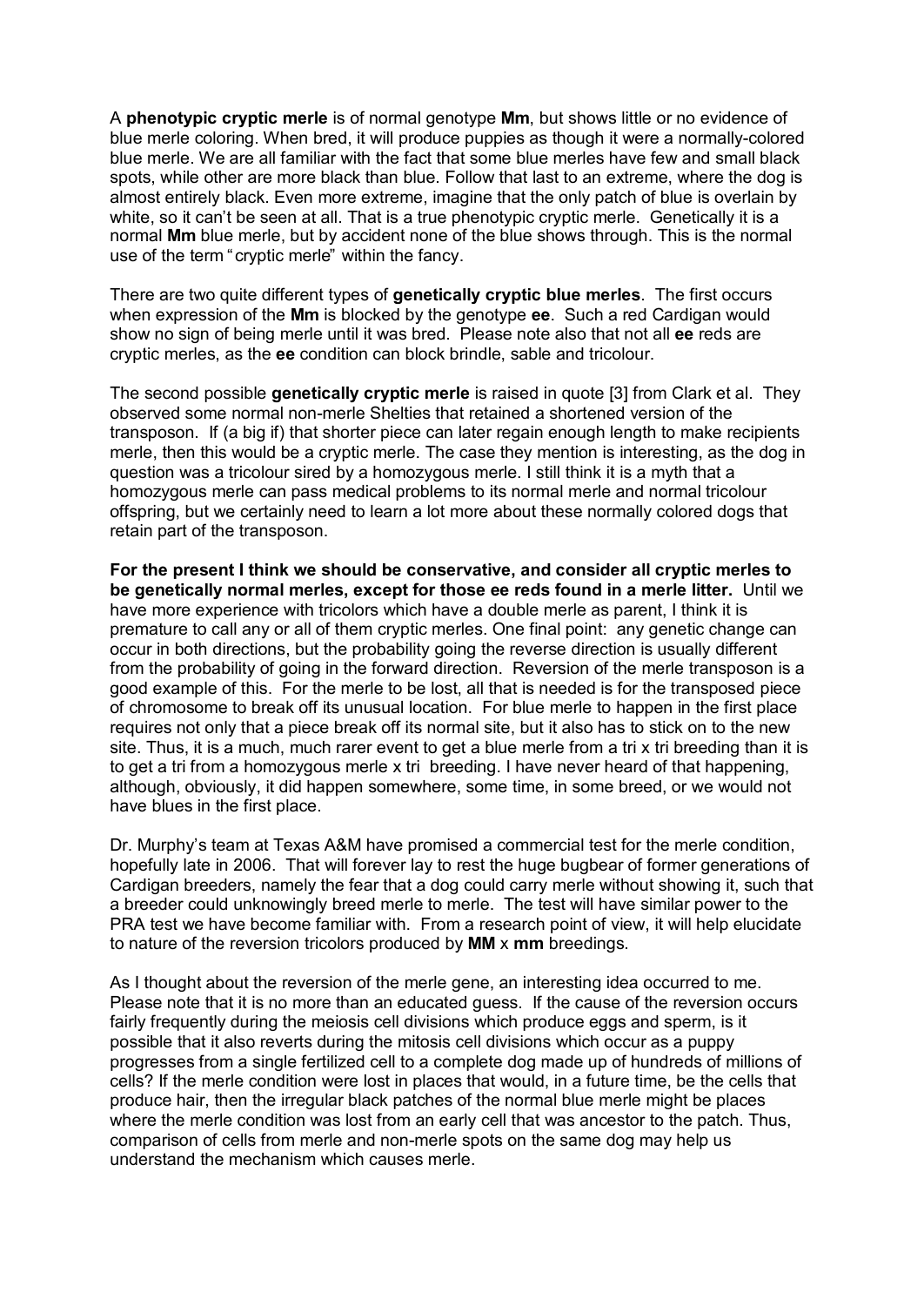A **phenotypic cryptic merle** is of normal genotype **Mm**, but shows little or no evidence of blue merle coloring. When bred, it will produce puppies as though it were a normally-colored blue merle. We are all familiar with the fact that some blue merles have few and small black spots, while other are more black than blue. Follow that last to an extreme, where the dog is almost entirely black. Even more extreme, imagine that the only patch of blue is overlain by white, so it can't be seen at all. That is a true phenotypic cryptic merle. Genetically it is a normal **Mm** blue merle, but by accident none of the blue shows through. This is the normal use of the term "cryptic merle" within the fancy.

There are two quite different types of **genetically cryptic blue merles**. The first occurs when expression of the **Mm** is blocked by the genotype **ee**. Such a red Cardigan would show no sign of being merle until it was bred. Please note also that not all **ee** reds are cryptic merles, as the **ee** condition can block brindle, sable and tricolour.

The second possible **genetically cryptic merle** is raised in quote [3] from Clark et al. They observed some normal non-merle Shelties that retained a shortened version of the transposon. If (a big if) that shorter piece can later regain enough length to make recipients merle, then this would be a cryptic merle. The case they mention is interesting, as the dog in question was a tricolour sired by a homozygous merle. I still think it is a myth that a homozygous merle can pass medical problems to its normal merle and normal tricolour offspring, but we certainly need to learn a lot more about these normally colored dogs that retain part of the transposon.

**For the present I think we should be conservative, and consider all cryptic merles to be genetically normal merles, except for those ee reds found in a merle litter.** Until we have more experience with tricolors which have a double merle as parent, I think it is premature to call any or all of them cryptic merles. One final point: any genetic change can occur in both directions, but the probability going the reverse direction is usually different from the probability of going in the forward direction. Reversion of the merle transposon is a good example of this. For the merle to be lost, all that is needed is for the transposed piece of chromosome to break off its unusual location. For blue merle to happen in the first place requires not only that a piece break off its normal site, but it also has to stick on to the new site. Thus, it is a much, much rarer event to get a blue merle from a tri x tri breeding than it is to get a tri from a homozygous merle x tri breeding. I have never heard of that happening, although, obviously, it did happen somewhere, some time, in some breed, or we would not have blues in the first place.

Dr. Murphy's team at Texas A&M have promised a commercial test for the merle condition, hopefully late in 2006. That will forever lay to rest the huge bugbear of former generations of Cardigan breeders, namely the fear that a dog could carry merle without showing it, such that a breeder could unknowingly breed merle to merle. The test will have similar power to the PRA test we have become familiar with. From a research point of view, it will help elucidate to nature of the reversion tricolors produced by **MM** x **mm** breedings.

As I thought about the reversion of the merle gene, an interesting idea occurred to me. Please note that it is no more than an educated guess. If the cause of the reversion occurs fairly frequently during the meiosis cell divisions which produce eggs and sperm, is it possible that it also reverts during the mitosis cell divisions which occur as a puppy progresses from a single fertilized cell to a complete dog made up of hundreds of millions of cells? If the merle condition were lost in places that would, in a future time, be the cells that produce hair, then the irregular black patches of the normal blue merle might be places where the merle condition was lost from an early cell that was ancestor to the patch. Thus, comparison of cells from merle and non-merle spots on the same dog may help us understand the mechanism which causes merle.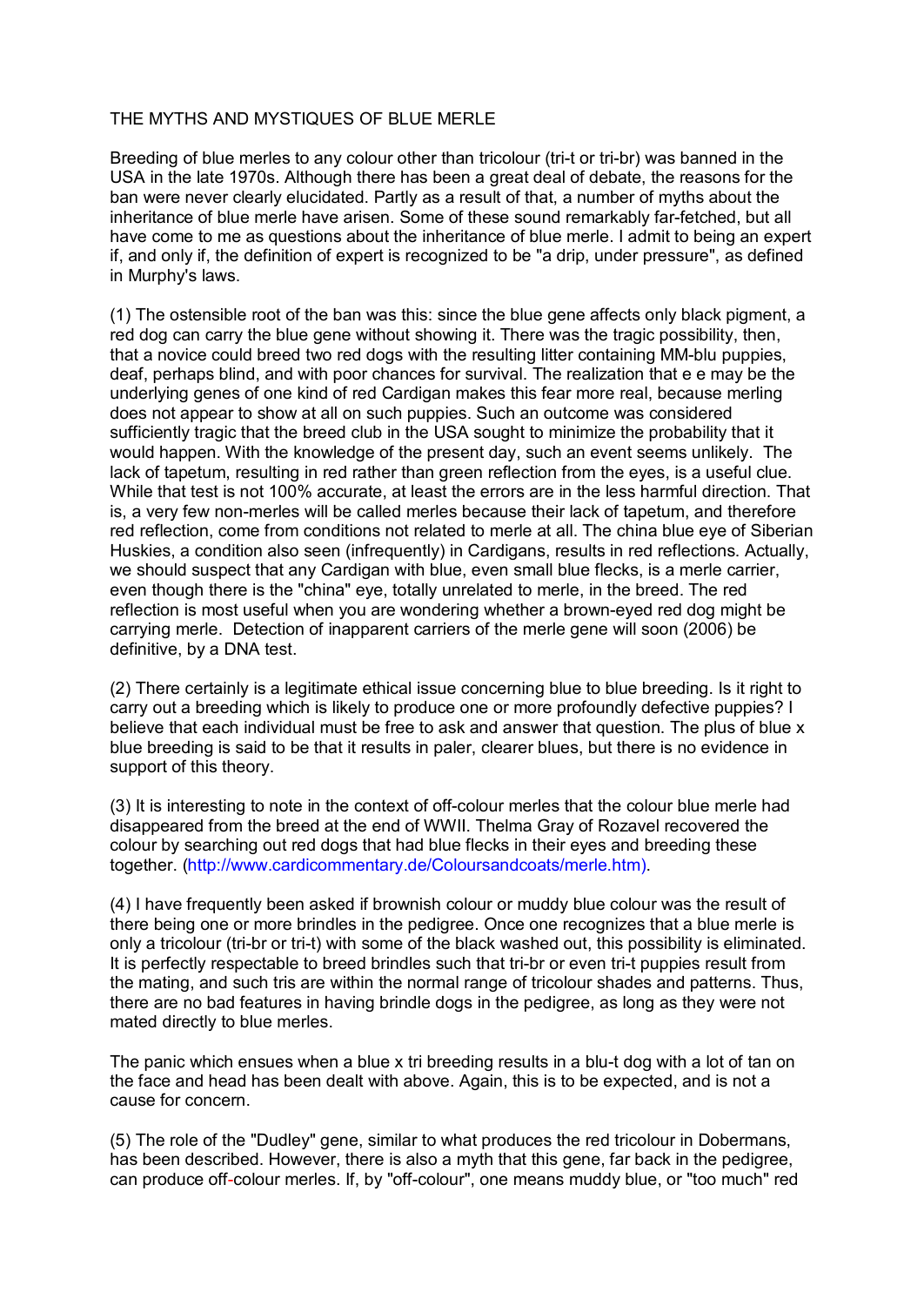# THE MYTHS AND MYSTIQUES OF BLUE MERLE

Breeding of blue merles to any colour other than tricolour (tri-t or tri-br) was banned in the USA in the late 1970s. Although there has been a great deal of debate, the reasons for the ban were never clearly elucidated. Partly as a result of that, a number of myths about the inheritance of blue merle have arisen. Some of these sound remarkably far-fetched, but all have come to me as questions about the inheritance of blue merle. I admit to being an expert if, and only if, the definition of expert is recognized to be "a drip, under pressure", as defined in Murphy's laws.

(1) The ostensible root of the ban was this: since the blue gene affects only black pigment, a red dog can carry the blue gene without showing it. There was the tragic possibility, then, that a novice could breed two red dogs with the resulting litter containing MM-blu puppies, deaf, perhaps blind, and with poor chances for survival. The realization that e e may be the underlying genes of one kind of red Cardigan makes this fear more real, because merling does not appear to show at all on such puppies. Such an outcome was considered sufficiently tragic that the breed club in the USA sought to minimize the probability that it would happen. With the knowledge of the present day, such an event seems unlikely. The lack of tapetum, resulting in red rather than green reflection from the eyes, is a useful clue. While that test is not 100% accurate, at least the errors are in the less harmful direction. That is, a very few non-merles will be called merles because their lack of tapetum, and therefore red reflection, come from conditions not related to merle at all. The china blue eye of Siberian Huskies, a condition also seen (infrequently) in Cardigans, results in red reflections. Actually, we should suspect that any Cardigan with blue, even small blue flecks, is a merle carrier, even though there is the "china" eye, totally unrelated to merle, in the breed. The red reflection is most useful when you are wondering whether a brown-eyed red dog might be carrying merle. Detection of inapparent carriers of the merle gene will soon (2006) be definitive, by a DNA test.

(2) There certainly is a legitimate ethical issue concerning blue to blue breeding. Is it right to carry out a breeding which is likely to produce one or more profoundly defective puppies? I believe that each individual must be free to ask and answer that question. The plus of blue x blue breeding is said to be that it results in paler, clearer blues, but there is no evidence in support of this theory.

(3) It is interesting to note in the context of off-colour merles that the colour blue merle had disappeared from the breed at the end of WWII. Thelma Gray of Rozavel recovered the colour by searching out red dogs that had blue flecks in their eyes and breeding these together. (http://www.cardicommentary.de/Coloursandcoats/merle.htm).

(4) I have frequently been asked if brownish colour or muddy blue colour was the result of there being one or more brindles in the pedigree. Once one recognizes that a blue merle is only a tricolour (tri-br or tri-t) with some of the black washed out, this possibility is eliminated. It is perfectly respectable to breed brindles such that tri-br or even tri-t puppies result from the mating, and such tris are within the normal range of tricolour shades and patterns. Thus, there are no bad features in having brindle dogs in the pedigree, as long as they were not mated directly to blue merles.

The panic which ensues when a blue x tri breeding results in a blu-t dog with a lot of tan on the face and head has been dealt with above. Again, this is to be expected, and is not a cause for concern.

(5) The role of the "Dudley" gene, similar to what produces the red tricolour in Dobermans, has been described. However, there is also a myth that this gene, far back in the pedigree, can produce off-colour merles. If, by "off-colour", one means muddy blue, or "too much" red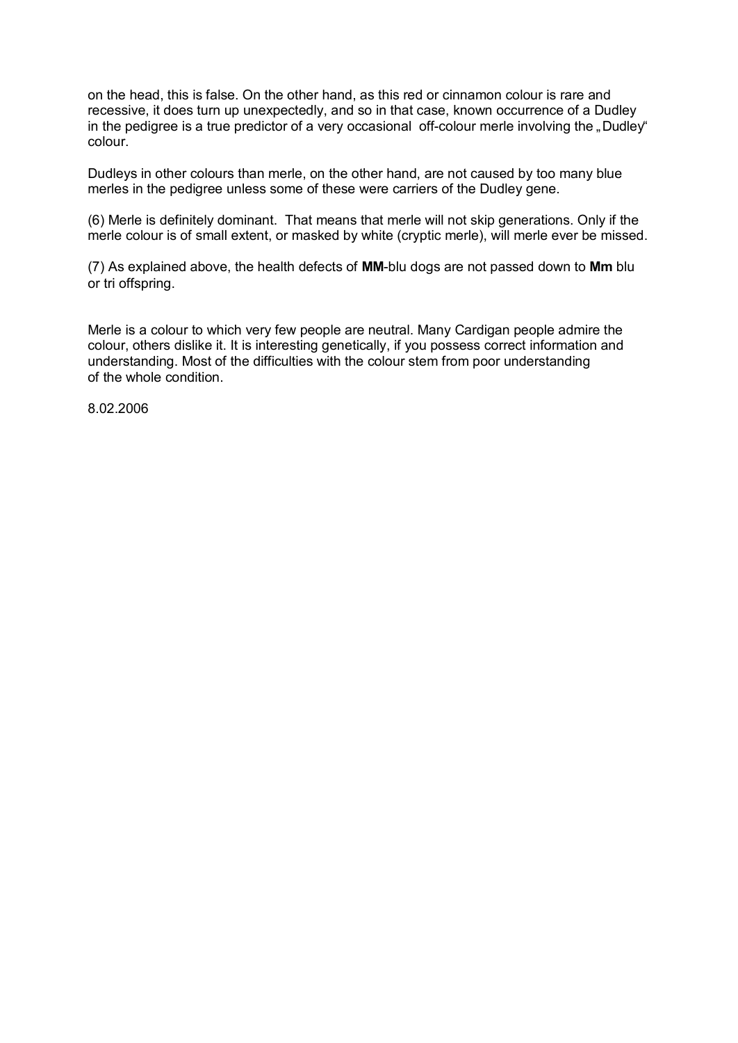on the head, this is false. On the other hand, as this red or cinnamon colour is rare and recessive, it does turn up unexpectedly, and so in that case, known occurrence of a Dudley in the pedigree is a true predictor of a very occasional off-colour merle involving the „Dudley" colour.

Dudleys in other colours than merle, on the other hand, are not caused by too many blue merles in the pedigree unless some of these were carriers of the Dudley gene.

(6) Merle is definitely dominant. That means that merle will not skip generations. Only if the merle colour is of small extent, or masked by white (cryptic merle), will merle ever be missed.

(7) As explained above, the health defects of **MM**-blu dogs are not passed down to **Mm** blu or tri offspring.

Merle is a colour to which very few people are neutral. Many Cardigan people admire the colour, others dislike it. It is interesting genetically, if you possess correct information and understanding. Most of the difficulties with the colour stem from poor understanding of the whole condition.

8.02.2006